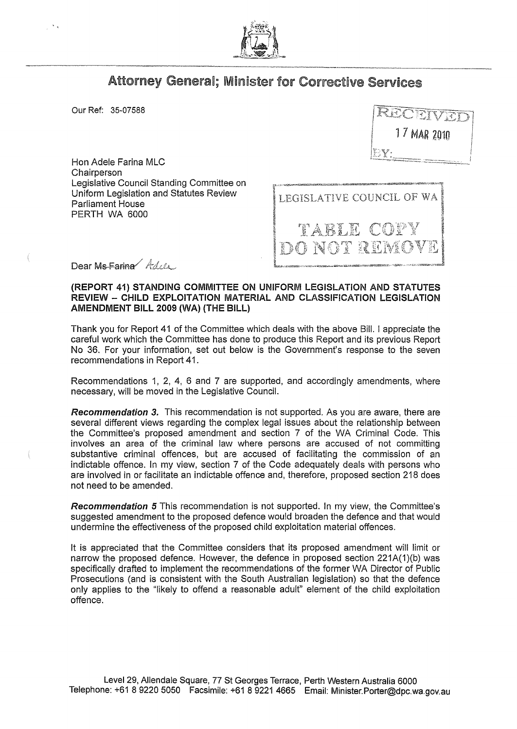# Attorney General; Minister for Corrective Services

Our Ref: 35-07588

RECEIVED
17 MAR 2010
BY:

Hon Adele Farina MLC
Chairperson
Legislative Council Standing Committee on
Uniform Legislation and Statutes Review
Parliament House
PERTH WA 6000

LEGISLATIVE COUNCIL OF WA
TABLE COPY
DO NOT REMOVE

Dear ~~Ms Farina~~ Adele

**(REPORT 41) STANDING COMMITTEE ON UNIFORM LEGISLATION AND STATUTES REVIEW – CHILD EXPLOITATION MATERIAL AND CLASSIFICATION LEGISLATION AMENDMENT BILL 2009 (WA) (THE BILL)**

Thank you for Report 41 of the Committee which deals with the above Bill. I appreciate the careful work which the Committee has done to produce this Report and its previous Report No 36. For your information, set out below is the Government's response to the seven recommendations in Report 41.

Recommendations 1, 2, 4, 6 and 7 are supported, and accordingly amendments, where necessary, will be moved in the Legislative Council.

***Recommendation 3.*** This recommendation is not supported. As you are aware, there are several different views regarding the complex legal issues about the relationship between the Committee's proposed amendment and section 7 of the WA Criminal Code. This involves an area of the criminal law where persons are accused of not committing substantive criminal offences, but are accused of facilitating the commission of an indictable offence. In my view, section 7 of the Code adequately deals with persons who are involved in or facilitate an indictable offence and, therefore, proposed section 218 does not need to be amended.

***Recommendation 5*** This recommendation is not supported. In my view, the Committee's suggested amendment to the proposed defence would broaden the defence and that would undermine the effectiveness of the proposed child exploitation material offences.

It is appreciated that the Committee considers that its proposed amendment will limit or narrow the proposed defence. However, the defence in proposed section 221A(1)(b) was specifically drafted to implement the recommendations of the former WA Director of Public Prosecutions (and is consistent with the South Australian legislation) so that the defence only applies to the "likely to offend a reasonable adult" element of the child exploitation offence.

Level 29, Allendale Square, 77 St Georges Terrace, Perth Western Australia 6000
Telephone: +61 8 9220 5050 Facsimile: +61 8 9221 4665 Email: Minister.Porter@dpc.wa.gov.au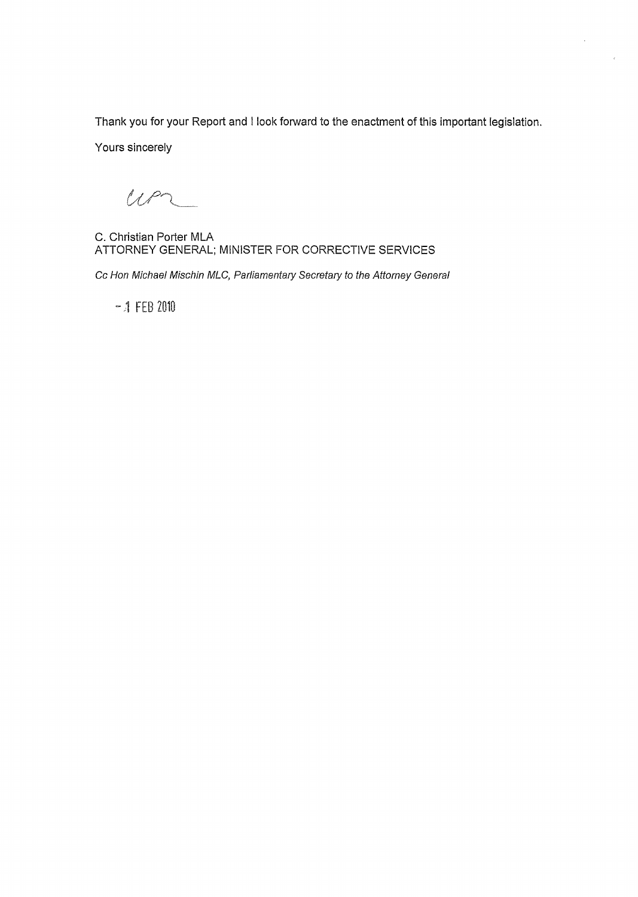Thank you for your Report and I look forward to the enactment of this important legislation.

Yours sincerely

C. Christian Porter MLA
ATTORNEY GENERAL; MINISTER FOR CORRECTIVE SERVICES

*Cc Hon Michael Mischin MLC, Parliamentary Secretary to the Attorney General*

- 1 FEB 2010